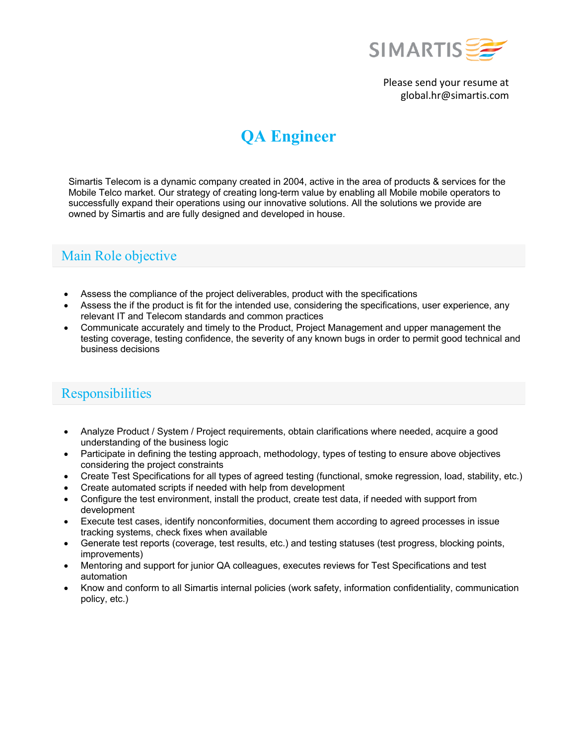SIMARTIS

Please send your resume at
global.hr@simartis.com

# QA Engineer

Simartis Telecom is a dynamic company created in 2004, active in the area of products & services for the Mobile Telco market. Our strategy of creating long-term value by enabling all Mobile mobile operators to successfully expand their operations using our innovative solutions. All the solutions we provide are owned by Simartis and are fully designed and developed in house.

## Main Role objective

- Assess the compliance of the project deliverables, product with the specifications
- Assess the if the product is fit for the intended use, considering the specifications, user experience, any relevant IT and Telecom standards and common practices
- Communicate accurately and timely to the Product, Project Management and upper management the testing coverage, testing confidence, the severity of any known bugs in order to permit good technical and business decisions

## Responsibilities

- Analyze Product / System / Project requirements, obtain clarifications where needed, acquire a good understanding of the business logic
- Participate in defining the testing approach, methodology, types of testing to ensure above objectives considering the project constraints
- Create Test Specifications for all types of agreed testing (functional, smoke regression, load, stability, etc.)
- Create automated scripts if needed with help from development
- Configure the test environment, install the product, create test data, if needed with support from development
- Execute test cases, identify nonconformities, document them according to agreed processes in issue tracking systems, check fixes when available
- Generate test reports (coverage, test results, etc.) and testing statuses (test progress, blocking points, improvements)
- Mentoring and support for junior QA colleagues, executes reviews for Test Specifications and test automation
- Know and conform to all Simartis internal policies (work safety, information confidentiality, communication policy, etc.)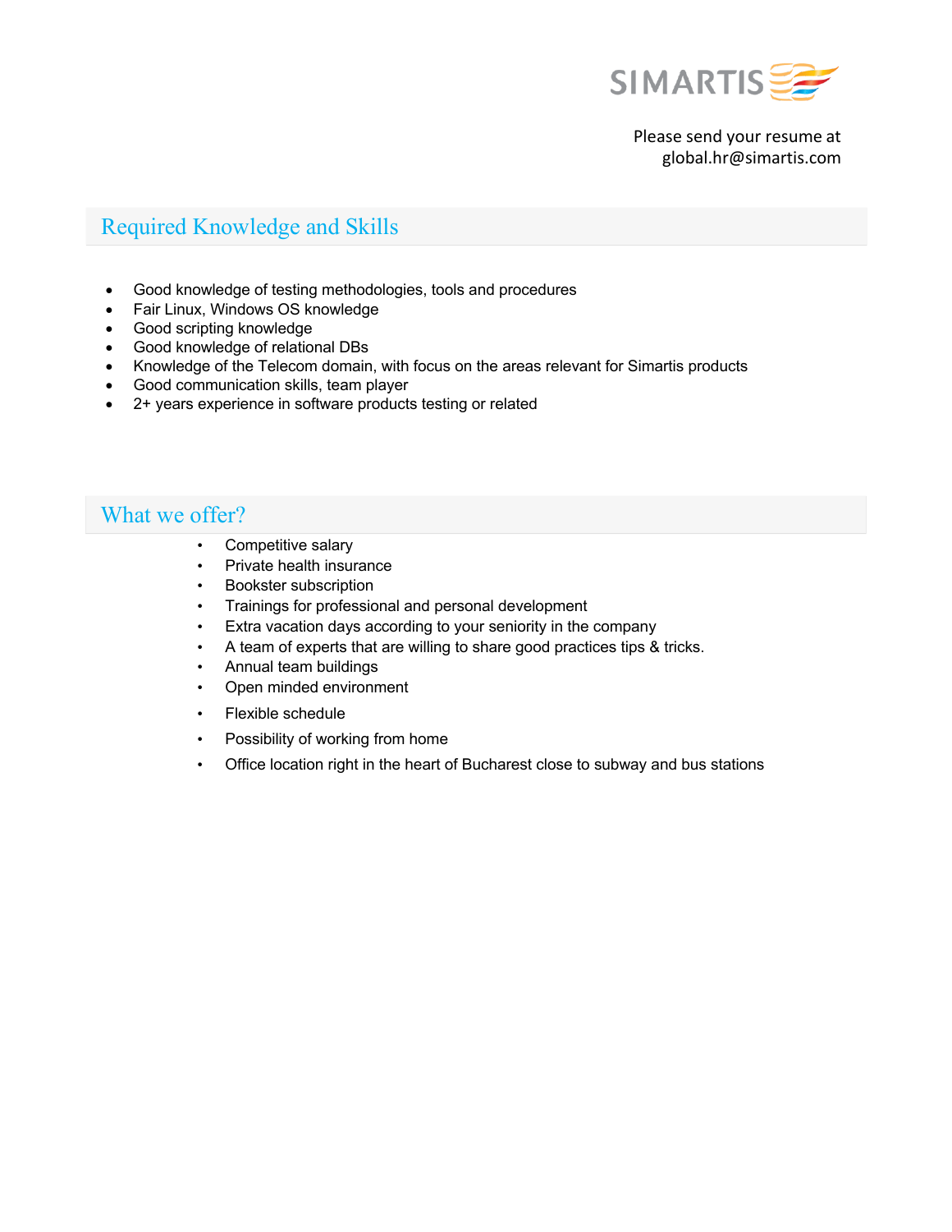Please send your resume at
global.hr@simartis.com

## Required Knowledge and Skills

- Good knowledge of testing methodologies, tools and procedures
- Fair Linux, Windows OS knowledge
- Good scripting knowledge
- Good knowledge of relational DBs
- Knowledge of the Telecom domain, with focus on the areas relevant for Simartis products
- Good communication skills, team player
- 2+ years experience in software products testing or related

## What we offer?

- Competitive salary
- Private health insurance
- Bookster subscription
- Trainings for professional and personal development
- Extra vacation days according to your seniority in the company
- A team of experts that are willing to share good practices tips & tricks.
- Annual team buildings
- Open minded environment
- Flexible schedule
- Possibility of working from home
- Office location right in the heart of Bucharest close to subway and bus stations